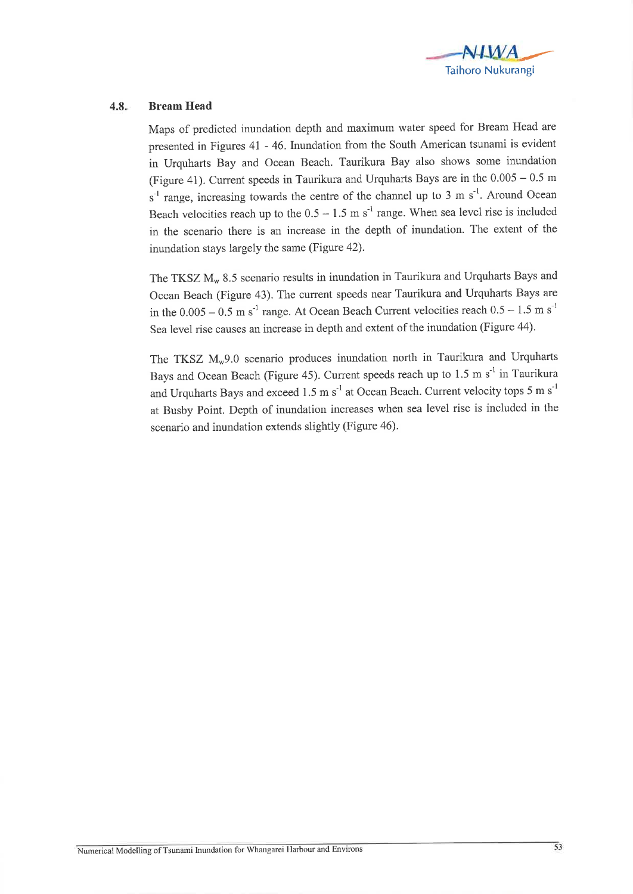## 4.8. Bream Head

Maps of predicted inundation depth and maximum water speed for Bream Head are presented in Figures 41 - 46. Inundation from the South American tsunami is evident in Urquharts Bay and Ocean Beach. Taurikura Bay also shows some inundation (Figure 41). Current speeds in Taurikura and Urquharts Bays are in the 0.005 – 0.5 m $s^{-1}$ range, increasing towards the centre of the channel up to 3 m $s^{-1}$. Around Ocean Beach velocities reach up to the 0.5 – 1.5 m $s^{-1}$ range. When sea level rise is included in the scenario there is an increase in the depth of inundation. The extent of the inundation stays largely the same (Figure 42).

The TKSZ $M_w$ 8.5 scenario results in inundation in Taurikura and Urquharts Bays and Ocean Beach (Figure 43). The current speeds near Taurikura and Urquharts Bays are in the 0.005 – 0.5 m $s^{-1}$ range. At Ocean Beach Current velocities reach 0.5 – 1.5 m $s^{-1}$ Sea level rise causes an increase in depth and extent of the inundation (Figure 44).

The TKSZ $M_w$9.0 scenario produces inundation north in Taurikura and Urquharts Bays and Ocean Beach (Figure 45). Current speeds reach up to 1.5 m $s^{-1}$ in Taurikura and Urquharts Bays and exceed 1.5 m $s^{-1}$ at Ocean Beach. Current velocity tops 5 m $s^{-1}$ at Busby Point. Depth of inundation increases when sea level rise is included in the scenario and inundation extends slightly (Figure 46).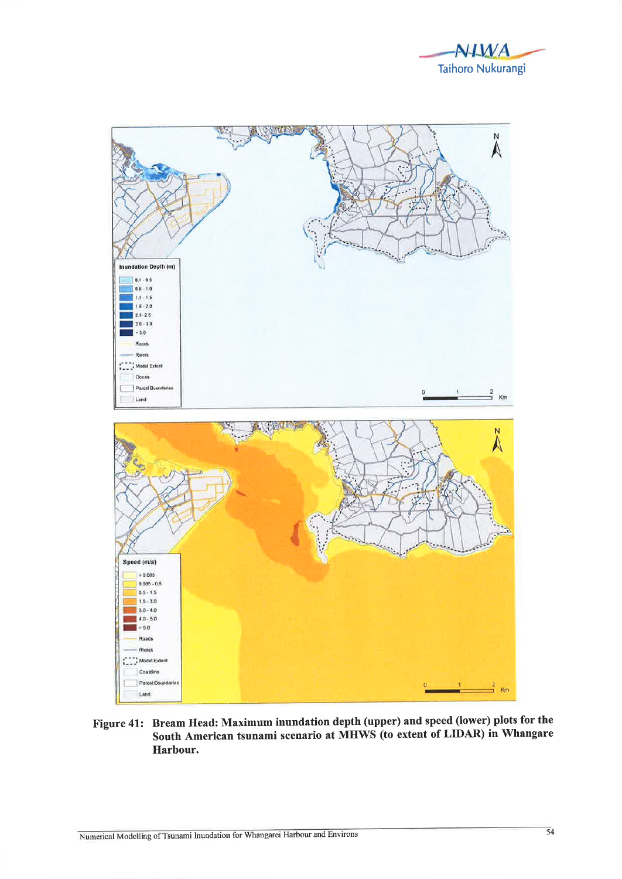**Figure 41: Bream Head: Maximum inundation depth (upper) and speed (lower) plots for the South American tsunami scenario at MHWS (to extent of LIDAR) in Whangare Harbour.**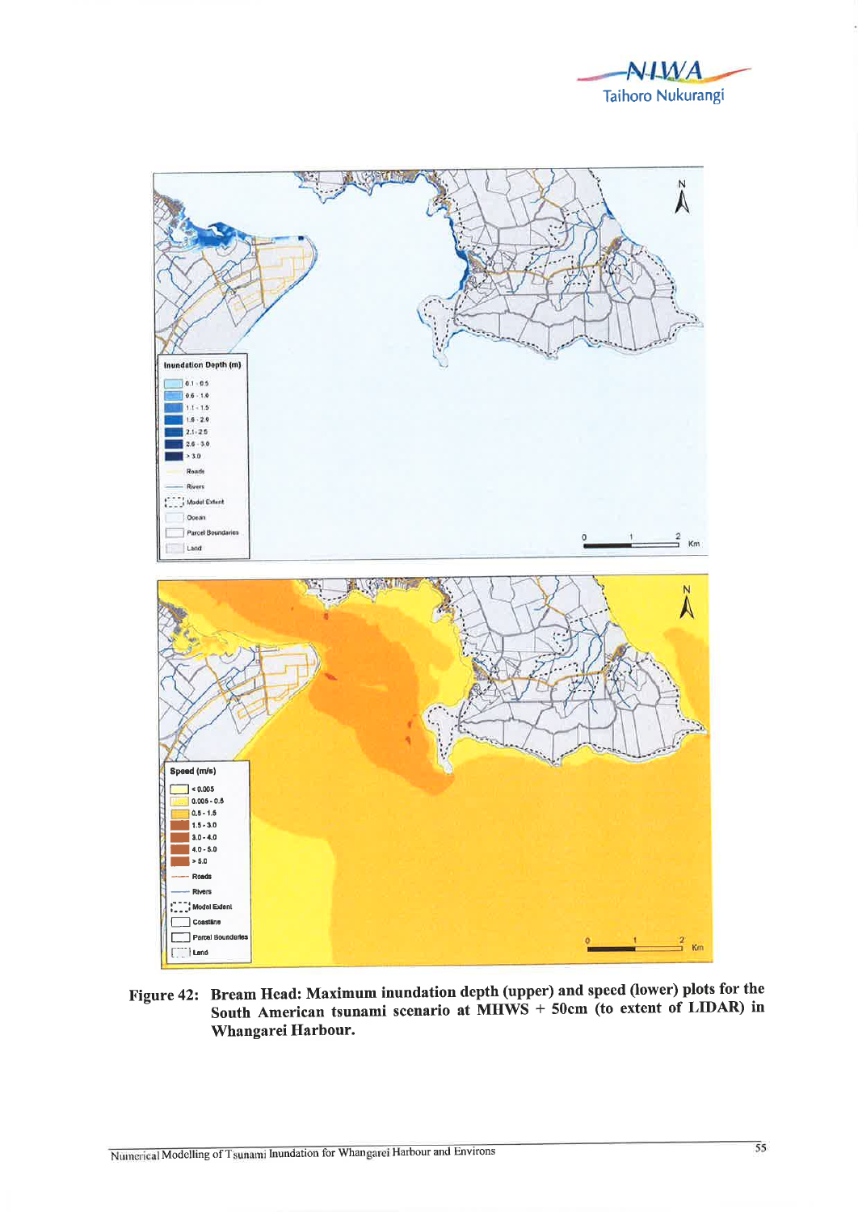Figure 42: Bream Head: Maximum inundation depth (upper) and speed (lower) plots for the South American tsunami scenario at MHWS + 50cm (to extent of LIDAR) in Whangarei Harbour.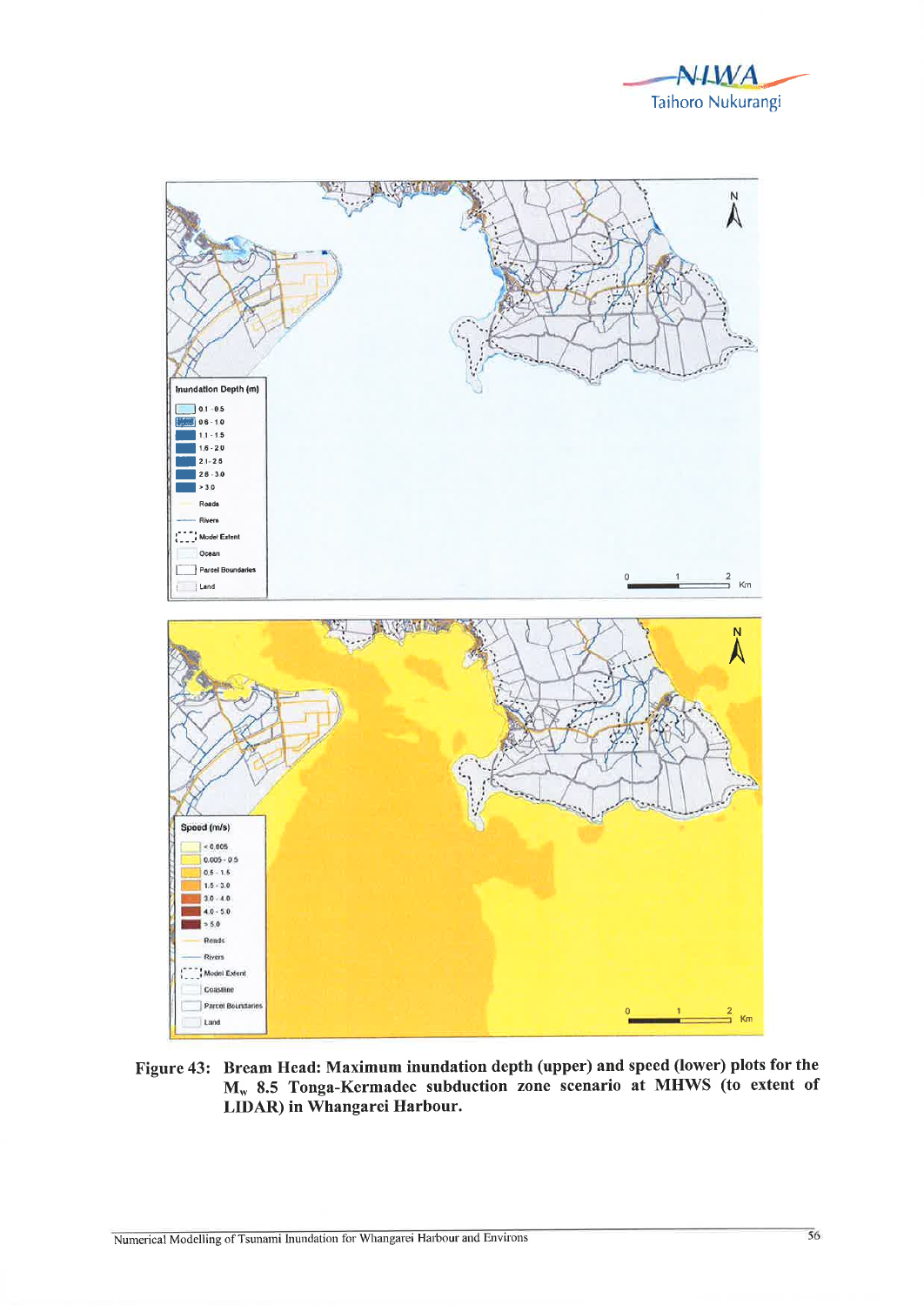**Figure 43: Bream Head: Maximum inundation depth (upper) and speed (lower) plots for the $M_w$ 8.5 Tonga-Kermadec subduction zone scenario at MHWS (to extent of LIDAR) in Whangarei Harbour.**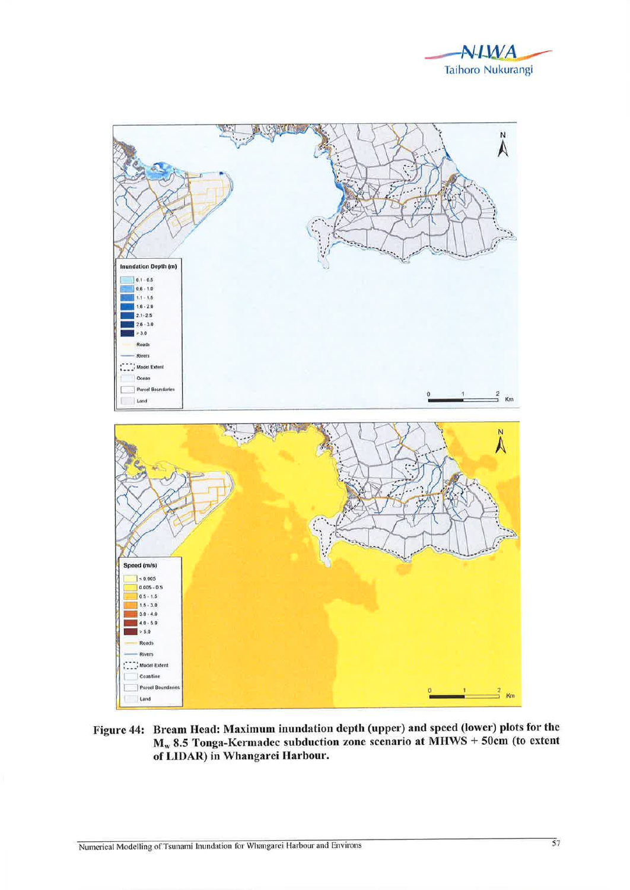**Figure 44: Bream Head: Maximum inundation depth (upper) and speed (lower) plots for the $M_w$ 8.5 Tonga-Kermadec subduction zone scenario at MHWS + 50cm (to extent of LIDAR) in Whangarei Harbour.**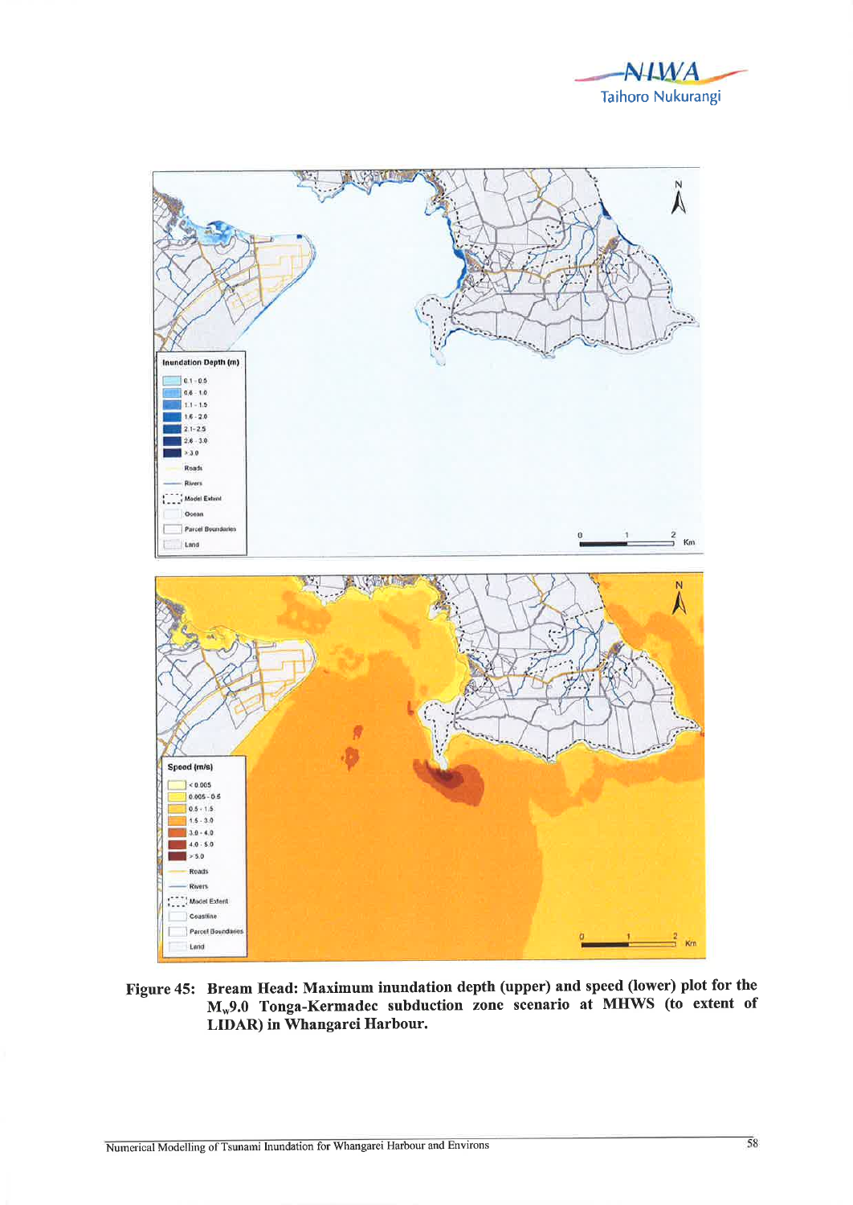**Figure 45: Bream Head: Maximum inundation depth (upper) and speed (lower) plot for the $M_w$9.0 Tonga-Kermadec subduction zone scenario at MHWS (to extent of LIDAR) in Whangarei Harbour.**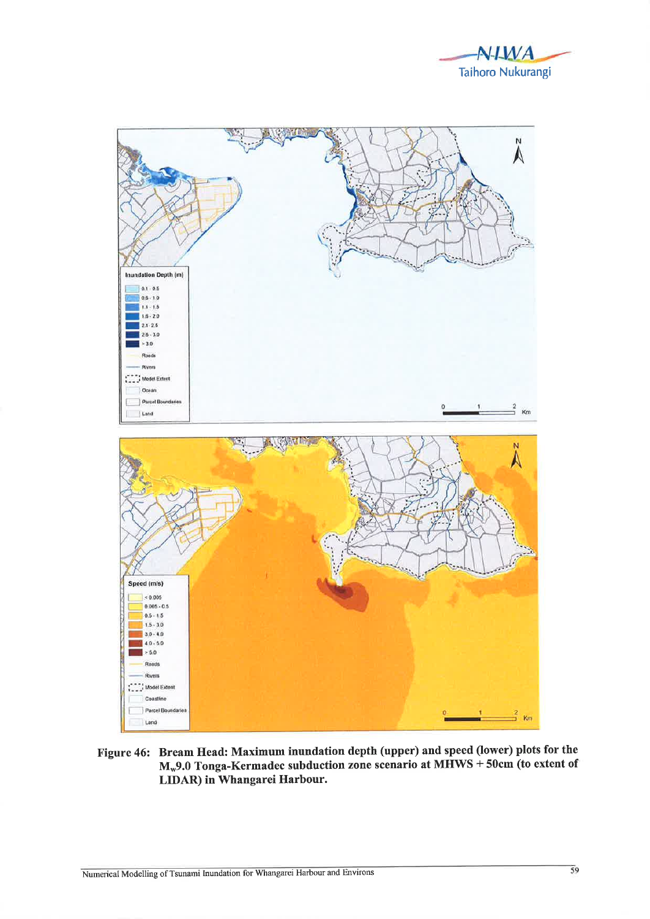Inundation Depth (m)

0.1 - 0.5

0.5 - 1.0

1.1 - 1.5

1.5 - 2.0

2.1 - 2.5

2.5 - 3.0

> 3.0

Roads

Rivers

Model Extent

Ocean

Parcel Boundaries

Land

0 1 2 Km

N

Speed (m/s)

< 0.005

0.005 - 0.5

0.5 - 1.5

1.5 - 3.0

3.0 - 4.0

4.0 - 5.0

> 5.0

Roads

Rivers

Model Extent

Coastline

Parcel Boundaries

Land

0 1 2 Km

N

**Figure 46: Bream Head: Maximum inundation depth (upper) and speed (lower) plots for the $M_w$9.0 Tonga-Kermadec subduction zone scenario at MHWS + 50cm (to extent of LIDAR) in Whangarei Harbour.**